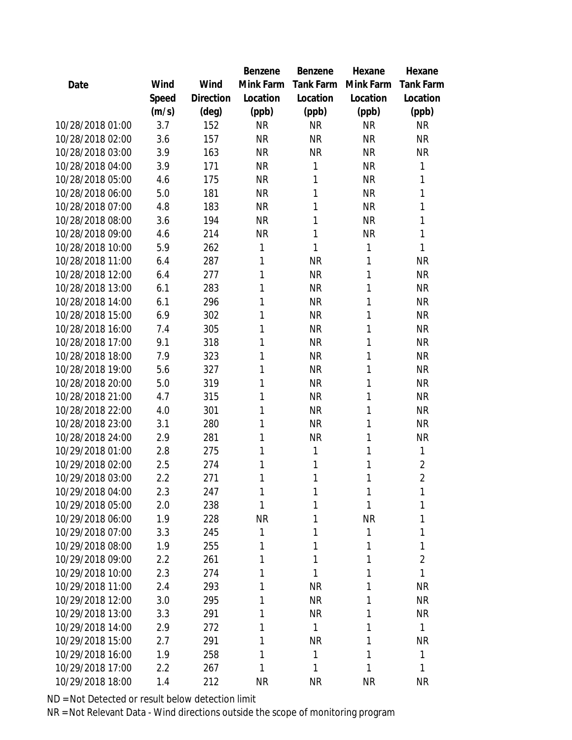| Date | Wind Speed (m/s) | Wind Direction (deg) | Benzene Mink Farm Location (ppb) | Benzene Tank Farm Location (ppb) | Hexane Mink Farm Location (ppb) | Hexane Tank Farm Location (ppb) |
|---|---|---|---|---|---|---|
| 10/28/2018 01:00 | 3.7 | 152 | NR | NR | NR | NR |
| 10/28/2018 02:00 | 3.6 | 157 | NR | NR | NR | NR |
| 10/28/2018 03:00 | 3.9 | 163 | NR | NR | NR | NR |
| 10/28/2018 04:00 | 3.9 | 171 | NR | 1 | NR | 1 |
| 10/28/2018 05:00 | 4.6 | 175 | NR | 1 | NR | 1 |
| 10/28/2018 06:00 | 5.0 | 181 | NR | 1 | NR | 1 |
| 10/28/2018 07:00 | 4.8 | 183 | NR | 1 | NR | 1 |
| 10/28/2018 08:00 | 3.6 | 194 | NR | 1 | NR | 1 |
| 10/28/2018 09:00 | 4.6 | 214 | NR | 1 | NR | 1 |
| 10/28/2018 10:00 | 5.9 | 262 | 1 | 1 | 1 | 1 |
| 10/28/2018 11:00 | 6.4 | 287 | 1 | NR | 1 | NR |
| 10/28/2018 12:00 | 6.4 | 277 | 1 | NR | 1 | NR |
| 10/28/2018 13:00 | 6.1 | 283 | 1 | NR | 1 | NR |
| 10/28/2018 14:00 | 6.1 | 296 | 1 | NR | 1 | NR |
| 10/28/2018 15:00 | 6.9 | 302 | 1 | NR | 1 | NR |
| 10/28/2018 16:00 | 7.4 | 305 | 1 | NR | 1 | NR |
| 10/28/2018 17:00 | 9.1 | 318 | 1 | NR | 1 | NR |
| 10/28/2018 18:00 | 7.9 | 323 | 1 | NR | 1 | NR |
| 10/28/2018 19:00 | 5.6 | 327 | 1 | NR | 1 | NR |
| 10/28/2018 20:00 | 5.0 | 319 | 1 | NR | 1 | NR |
| 10/28/2018 21:00 | 4.7 | 315 | 1 | NR | 1 | NR |
| 10/28/2018 22:00 | 4.0 | 301 | 1 | NR | 1 | NR |
| 10/28/2018 23:00 | 3.1 | 280 | 1 | NR | 1 | NR |
| 10/28/2018 24:00 | 2.9 | 281 | 1 | NR | 1 | NR |
| 10/29/2018 01:00 | 2.8 | 275 | 1 | 1 | 1 | 1 |
| 10/29/2018 02:00 | 2.5 | 274 | 1 | 1 | 1 | 2 |
| 10/29/2018 03:00 | 2.2 | 271 | 1 | 1 | 1 | 2 |
| 10/29/2018 04:00 | 2.3 | 247 | 1 | 1 | 1 | 1 |
| 10/29/2018 05:00 | 2.0 | 238 | 1 | 1 | 1 | 1 |
| 10/29/2018 06:00 | 1.9 | 228 | NR | 1 | NR | 1 |
| 10/29/2018 07:00 | 3.3 | 245 | 1 | 1 | 1 | 1 |
| 10/29/2018 08:00 | 1.9 | 255 | 1 | 1 | 1 | 1 |
| 10/29/2018 09:00 | 2.2 | 261 | 1 | 1 | 1 | 2 |
| 10/29/2018 10:00 | 2.3 | 274 | 1 | 1 | 1 | 1 |
| 10/29/2018 11:00 | 2.4 | 293 | 1 | NR | 1 | NR |
| 10/29/2018 12:00 | 3.0 | 295 | 1 | NR | 1 | NR |
| 10/29/2018 13:00 | 3.3 | 291 | 1 | NR | 1 | NR |
| 10/29/2018 14:00 | 2.9 | 272 | 1 | 1 | 1 | 1 |
| 10/29/2018 15:00 | 2.7 | 291 | 1 | NR | 1 | NR |
| 10/29/2018 16:00 | 1.9 | 258 | 1 | 1 | 1 | 1 |
| 10/29/2018 17:00 | 2.2 | 267 | 1 | 1 | 1 | 1 |
| 10/29/2018 18:00 | 1.4 | 212 | NR | NR | NR | NR |

ND = Not Detected or result below detection limit

NR = Not Relevant Data - Wind directions outside the scope of monitoring program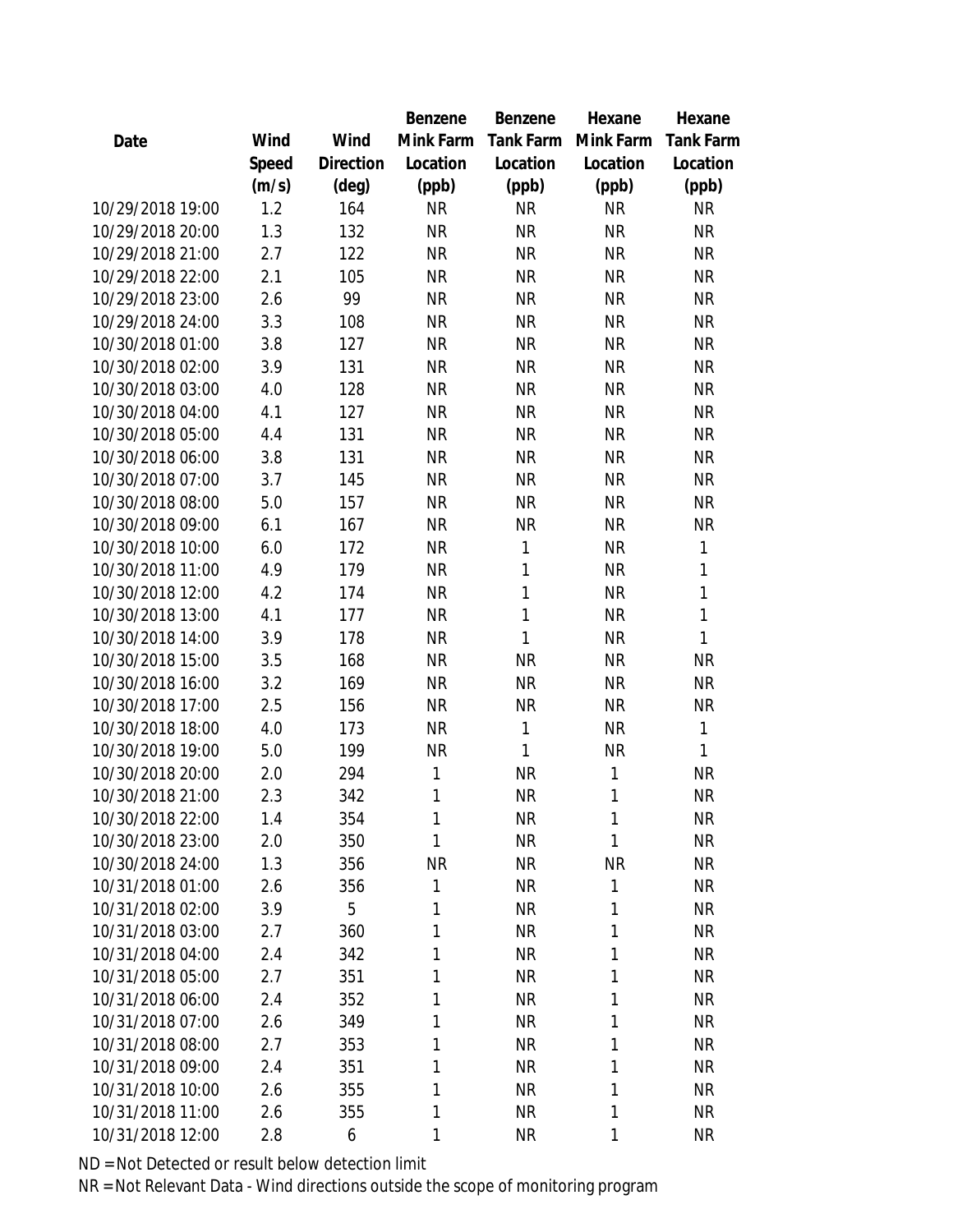| Date | Wind Speed (m/s) | Wind Direction (deg) | Benzene Mink Farm Location (ppb) | Benzene Tank Farm Location (ppb) | Hexane Mink Farm Location (ppb) | Hexane Tank Farm Location (ppb) |
|---|---|---|---|---|---|---|
| 10/29/2018 19:00 | 1.2 | 164 | NR | NR | NR | NR |
| 10/29/2018 20:00 | 1.3 | 132 | NR | NR | NR | NR |
| 10/29/2018 21:00 | 2.7 | 122 | NR | NR | NR | NR |
| 10/29/2018 22:00 | 2.1 | 105 | NR | NR | NR | NR |
| 10/29/2018 23:00 | 2.6 | 99 | NR | NR | NR | NR |
| 10/29/2018 24:00 | 3.3 | 108 | NR | NR | NR | NR |
| 10/30/2018 01:00 | 3.8 | 127 | NR | NR | NR | NR |
| 10/30/2018 02:00 | 3.9 | 131 | NR | NR | NR | NR |
| 10/30/2018 03:00 | 4.0 | 128 | NR | NR | NR | NR |
| 10/30/2018 04:00 | 4.1 | 127 | NR | NR | NR | NR |
| 10/30/2018 05:00 | 4.4 | 131 | NR | NR | NR | NR |
| 10/30/2018 06:00 | 3.8 | 131 | NR | NR | NR | NR |
| 10/30/2018 07:00 | 3.7 | 145 | NR | NR | NR | NR |
| 10/30/2018 08:00 | 5.0 | 157 | NR | NR | NR | NR |
| 10/30/2018 09:00 | 6.1 | 167 | NR | NR | NR | NR |
| 10/30/2018 10:00 | 6.0 | 172 | NR | 1 | NR | 1 |
| 10/30/2018 11:00 | 4.9 | 179 | NR | 1 | NR | 1 |
| 10/30/2018 12:00 | 4.2 | 174 | NR | 1 | NR | 1 |
| 10/30/2018 13:00 | 4.1 | 177 | NR | 1 | NR | 1 |
| 10/30/2018 14:00 | 3.9 | 178 | NR | 1 | NR | 1 |
| 10/30/2018 15:00 | 3.5 | 168 | NR | NR | NR | NR |
| 10/30/2018 16:00 | 3.2 | 169 | NR | NR | NR | NR |
| 10/30/2018 17:00 | 2.5 | 156 | NR | NR | NR | NR |
| 10/30/2018 18:00 | 4.0 | 173 | NR | 1 | NR | 1 |
| 10/30/2018 19:00 | 5.0 | 199 | NR | 1 | NR | 1 |
| 10/30/2018 20:00 | 2.0 | 294 | 1 | NR | 1 | NR |
| 10/30/2018 21:00 | 2.3 | 342 | 1 | NR | 1 | NR |
| 10/30/2018 22:00 | 1.4 | 354 | 1 | NR | 1 | NR |
| 10/30/2018 23:00 | 2.0 | 350 | 1 | NR | 1 | NR |
| 10/30/2018 24:00 | 1.3 | 356 | NR | NR | NR | NR |
| 10/31/2018 01:00 | 2.6 | 356 | 1 | NR | 1 | NR |
| 10/31/2018 02:00 | 3.9 | 5 | 1 | NR | 1 | NR |
| 10/31/2018 03:00 | 2.7 | 360 | 1 | NR | 1 | NR |
| 10/31/2018 04:00 | 2.4 | 342 | 1 | NR | 1 | NR |
| 10/31/2018 05:00 | 2.7 | 351 | 1 | NR | 1 | NR |
| 10/31/2018 06:00 | 2.4 | 352 | 1 | NR | 1 | NR |
| 10/31/2018 07:00 | 2.6 | 349 | 1 | NR | 1 | NR |
| 10/31/2018 08:00 | 2.7 | 353 | 1 | NR | 1 | NR |
| 10/31/2018 09:00 | 2.4 | 351 | 1 | NR | 1 | NR |
| 10/31/2018 10:00 | 2.6 | 355 | 1 | NR | 1 | NR |
| 10/31/2018 11:00 | 2.6 | 355 | 1 | NR | 1 | NR |
| 10/31/2018 12:00 | 2.8 | 6 | 1 | NR | 1 | NR |

ND = Not Detected or result below detection limit

NR = Not Relevant Data - Wind directions outside the scope of monitoring program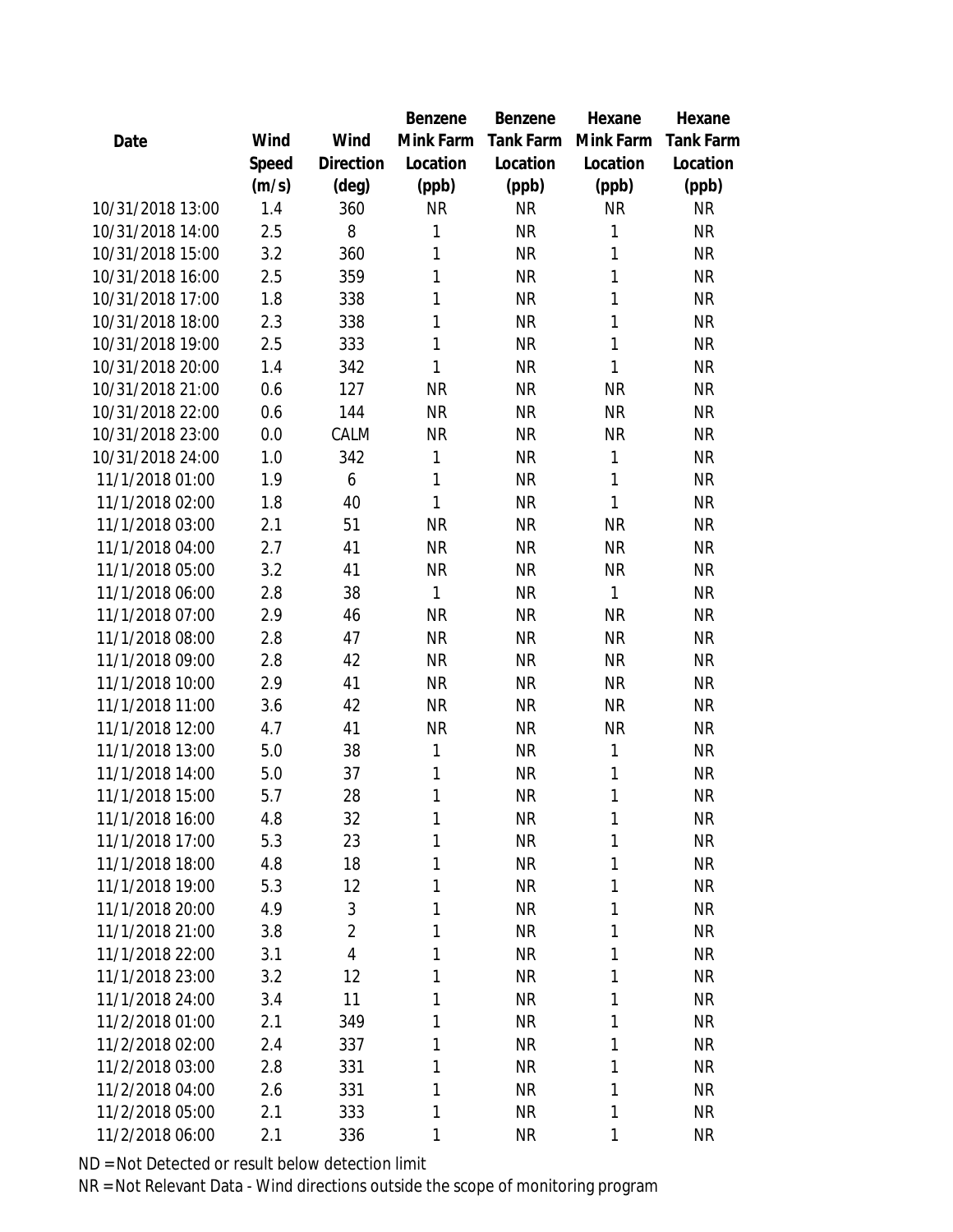| Date | Wind Speed (m/s) | Wind Direction (deg) | Benzene Mink Farm Location (ppb) | Benzene Tank Farm Location (ppb) | Hexane Mink Farm Location (ppb) | Hexane Tank Farm Location (ppb) |
|---|---|---|---|---|---|---|
| 10/31/2018 13:00 | 1.4 | 360 | NR | NR | NR | NR |
| 10/31/2018 14:00 | 2.5 | 8 | 1 | NR | 1 | NR |
| 10/31/2018 15:00 | 3.2 | 360 | 1 | NR | 1 | NR |
| 10/31/2018 16:00 | 2.5 | 359 | 1 | NR | 1 | NR |
| 10/31/2018 17:00 | 1.8 | 338 | 1 | NR | 1 | NR |
| 10/31/2018 18:00 | 2.3 | 338 | 1 | NR | 1 | NR |
| 10/31/2018 19:00 | 2.5 | 333 | 1 | NR | 1 | NR |
| 10/31/2018 20:00 | 1.4 | 342 | 1 | NR | 1 | NR |
| 10/31/2018 21:00 | 0.6 | 127 | NR | NR | NR | NR |
| 10/31/2018 22:00 | 0.6 | 144 | NR | NR | NR | NR |
| 10/31/2018 23:00 | 0.0 | CALM | NR | NR | NR | NR |
| 10/31/2018 24:00 | 1.0 | 342 | 1 | NR | 1 | NR |
| 11/1/2018 01:00 | 1.9 | 6 | 1 | NR | 1 | NR |
| 11/1/2018 02:00 | 1.8 | 40 | 1 | NR | 1 | NR |
| 11/1/2018 03:00 | 2.1 | 51 | NR | NR | NR | NR |
| 11/1/2018 04:00 | 2.7 | 41 | NR | NR | NR | NR |
| 11/1/2018 05:00 | 3.2 | 41 | NR | NR | NR | NR |
| 11/1/2018 06:00 | 2.8 | 38 | 1 | NR | 1 | NR |
| 11/1/2018 07:00 | 2.9 | 46 | NR | NR | NR | NR |
| 11/1/2018 08:00 | 2.8 | 47 | NR | NR | NR | NR |
| 11/1/2018 09:00 | 2.8 | 42 | NR | NR | NR | NR |
| 11/1/2018 10:00 | 2.9 | 41 | NR | NR | NR | NR |
| 11/1/2018 11:00 | 3.6 | 42 | NR | NR | NR | NR |
| 11/1/2018 12:00 | 4.7 | 41 | NR | NR | NR | NR |
| 11/1/2018 13:00 | 5.0 | 38 | 1 | NR | 1 | NR |
| 11/1/2018 14:00 | 5.0 | 37 | 1 | NR | 1 | NR |
| 11/1/2018 15:00 | 5.7 | 28 | 1 | NR | 1 | NR |
| 11/1/2018 16:00 | 4.8 | 32 | 1 | NR | 1 | NR |
| 11/1/2018 17:00 | 5.3 | 23 | 1 | NR | 1 | NR |
| 11/1/2018 18:00 | 4.8 | 18 | 1 | NR | 1 | NR |
| 11/1/2018 19:00 | 5.3 | 12 | 1 | NR | 1 | NR |
| 11/1/2018 20:00 | 4.9 | 3 | 1 | NR | 1 | NR |
| 11/1/2018 21:00 | 3.8 | 2 | 1 | NR | 1 | NR |
| 11/1/2018 22:00 | 3.1 | 4 | 1 | NR | 1 | NR |
| 11/1/2018 23:00 | 3.2 | 12 | 1 | NR | 1 | NR |
| 11/1/2018 24:00 | 3.4 | 11 | 1 | NR | 1 | NR |
| 11/2/2018 01:00 | 2.1 | 349 | 1 | NR | 1 | NR |
| 11/2/2018 02:00 | 2.4 | 337 | 1 | NR | 1 | NR |
| 11/2/2018 03:00 | 2.8 | 331 | 1 | NR | 1 | NR |
| 11/2/2018 04:00 | 2.6 | 331 | 1 | NR | 1 | NR |
| 11/2/2018 05:00 | 2.1 | 333 | 1 | NR | 1 | NR |
| 11/2/2018 06:00 | 2.1 | 336 | 1 | NR | 1 | NR |

ND = Not Detected or result below detection limit

NR = Not Relevant Data - Wind directions outside the scope of monitoring program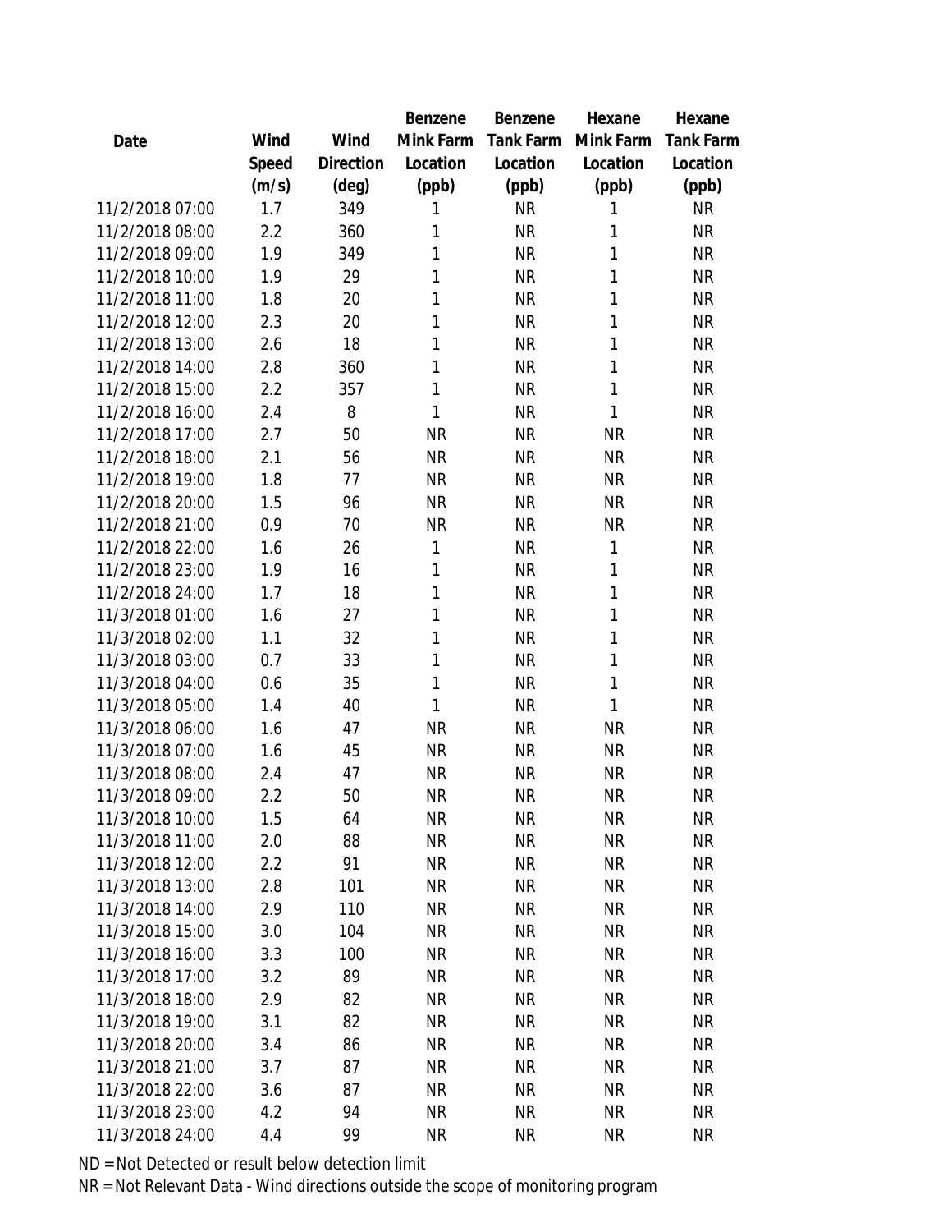| Date | Wind Speed (m/s) | Wind Direction (deg) | Benzene Mink Farm Location (ppb) | Benzene Tank Farm Location (ppb) | Hexane Mink Farm Location (ppb) | Hexane Tank Farm Location (ppb) |
|---|---|---|---|---|---|---|
| 11/2/2018 07:00 | 1.7 | 349 | 1 | NR | 1 | NR |
| 11/2/2018 08:00 | 2.2 | 360 | 1 | NR | 1 | NR |
| 11/2/2018 09:00 | 1.9 | 349 | 1 | NR | 1 | NR |
| 11/2/2018 10:00 | 1.9 | 29 | 1 | NR | 1 | NR |
| 11/2/2018 11:00 | 1.8 | 20 | 1 | NR | 1 | NR |
| 11/2/2018 12:00 | 2.3 | 20 | 1 | NR | 1 | NR |
| 11/2/2018 13:00 | 2.6 | 18 | 1 | NR | 1 | NR |
| 11/2/2018 14:00 | 2.8 | 360 | 1 | NR | 1 | NR |
| 11/2/2018 15:00 | 2.2 | 357 | 1 | NR | 1 | NR |
| 11/2/2018 16:00 | 2.4 | 8 | 1 | NR | 1 | NR |
| 11/2/2018 17:00 | 2.7 | 50 | NR | NR | NR | NR |
| 11/2/2018 18:00 | 2.1 | 56 | NR | NR | NR | NR |
| 11/2/2018 19:00 | 1.8 | 77 | NR | NR | NR | NR |
| 11/2/2018 20:00 | 1.5 | 96 | NR | NR | NR | NR |
| 11/2/2018 21:00 | 0.9 | 70 | NR | NR | NR | NR |
| 11/2/2018 22:00 | 1.6 | 26 | 1 | NR | 1 | NR |
| 11/2/2018 23:00 | 1.9 | 16 | 1 | NR | 1 | NR |
| 11/2/2018 24:00 | 1.7 | 18 | 1 | NR | 1 | NR |
| 11/3/2018 01:00 | 1.6 | 27 | 1 | NR | 1 | NR |
| 11/3/2018 02:00 | 1.1 | 32 | 1 | NR | 1 | NR |
| 11/3/2018 03:00 | 0.7 | 33 | 1 | NR | 1 | NR |
| 11/3/2018 04:00 | 0.6 | 35 | 1 | NR | 1 | NR |
| 11/3/2018 05:00 | 1.4 | 40 | 1 | NR | 1 | NR |
| 11/3/2018 06:00 | 1.6 | 47 | NR | NR | NR | NR |
| 11/3/2018 07:00 | 1.6 | 45 | NR | NR | NR | NR |
| 11/3/2018 08:00 | 2.4 | 47 | NR | NR | NR | NR |
| 11/3/2018 09:00 | 2.2 | 50 | NR | NR | NR | NR |
| 11/3/2018 10:00 | 1.5 | 64 | NR | NR | NR | NR |
| 11/3/2018 11:00 | 2.0 | 88 | NR | NR | NR | NR |
| 11/3/2018 12:00 | 2.2 | 91 | NR | NR | NR | NR |
| 11/3/2018 13:00 | 2.8 | 101 | NR | NR | NR | NR |
| 11/3/2018 14:00 | 2.9 | 110 | NR | NR | NR | NR |
| 11/3/2018 15:00 | 3.0 | 104 | NR | NR | NR | NR |
| 11/3/2018 16:00 | 3.3 | 100 | NR | NR | NR | NR |
| 11/3/2018 17:00 | 3.2 | 89 | NR | NR | NR | NR |
| 11/3/2018 18:00 | 2.9 | 82 | NR | NR | NR | NR |
| 11/3/2018 19:00 | 3.1 | 82 | NR | NR | NR | NR |
| 11/3/2018 20:00 | 3.4 | 86 | NR | NR | NR | NR |
| 11/3/2018 21:00 | 3.7 | 87 | NR | NR | NR | NR |
| 11/3/2018 22:00 | 3.6 | 87 | NR | NR | NR | NR |
| 11/3/2018 23:00 | 4.2 | 94 | NR | NR | NR | NR |
| 11/3/2018 24:00 | 4.4 | 99 | NR | NR | NR | NR |

ND = Not Detected or result below detection limit

NR = Not Relevant Data - Wind directions outside the scope of monitoring program